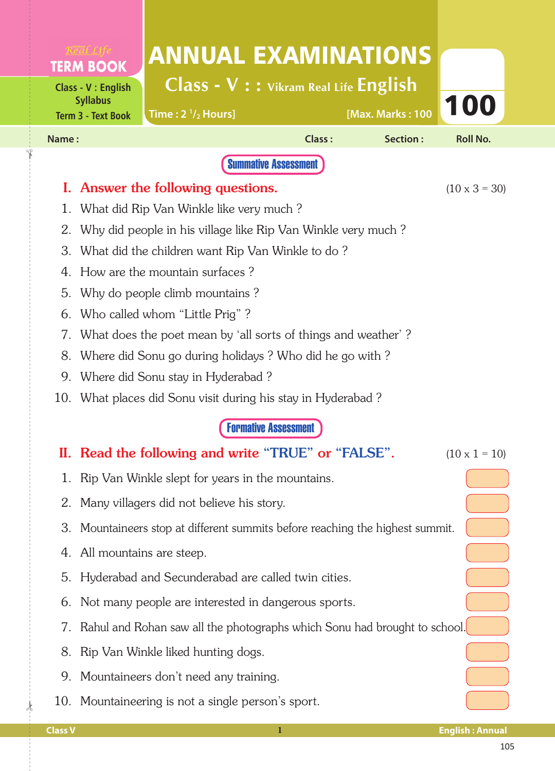Real Life

**TERM BOOK**

Class - V : English Syllabus

Term 3 - Text Book

# ANNUAL EXAMINATIONS

## Class - V : : Vikram Real Life English

Time : 2 $^{1}/_{2}$ Hours] [Max. Marks : 100

**100**

Name : Class : Section : Roll No.

**Summative Assessment**

## I. Answer the following questions. (10 x 3 = 30)

1. What did Rip Van Winkle like very much ?
2. Why did people in his village like Rip Van Winkle very much ?
3. What did the children want Rip Van Winkle to do ?
4. How are the mountain surfaces ?
5. Why do people climb mountains ?
6. Who called whom "Little Prig" ?
7. What does the poet mean by 'all sorts of things and weather' ?
8. Where did Sonu go during holidays ? Who did he go with ?
9. Where did Sonu stay in Hyderabad ?
10. What places did Sonu visit during his stay in Hyderabad ?

**Formative Assessment**

## II. Read the following and write "TRUE" or "FALSE". (10 x 1 = 10)

1. Rip Van Winkle slept for years in the mountains.
2. Many villagers did not believe his story.
3. Mountaineers stop at different summits before reaching the highest summit.
4. All mountains are steep.
5. Hyderabad and Secunderabad are called twin cities.
6. Not many people are interested in dangerous sports.
7. Rahul and Rohan saw all the photographs which Sonu had brought to school.
8. Rip Van Winkle liked hunting dogs.
9. Mountaineers don't need any training.
10. Mountaineering is not a single person's sport.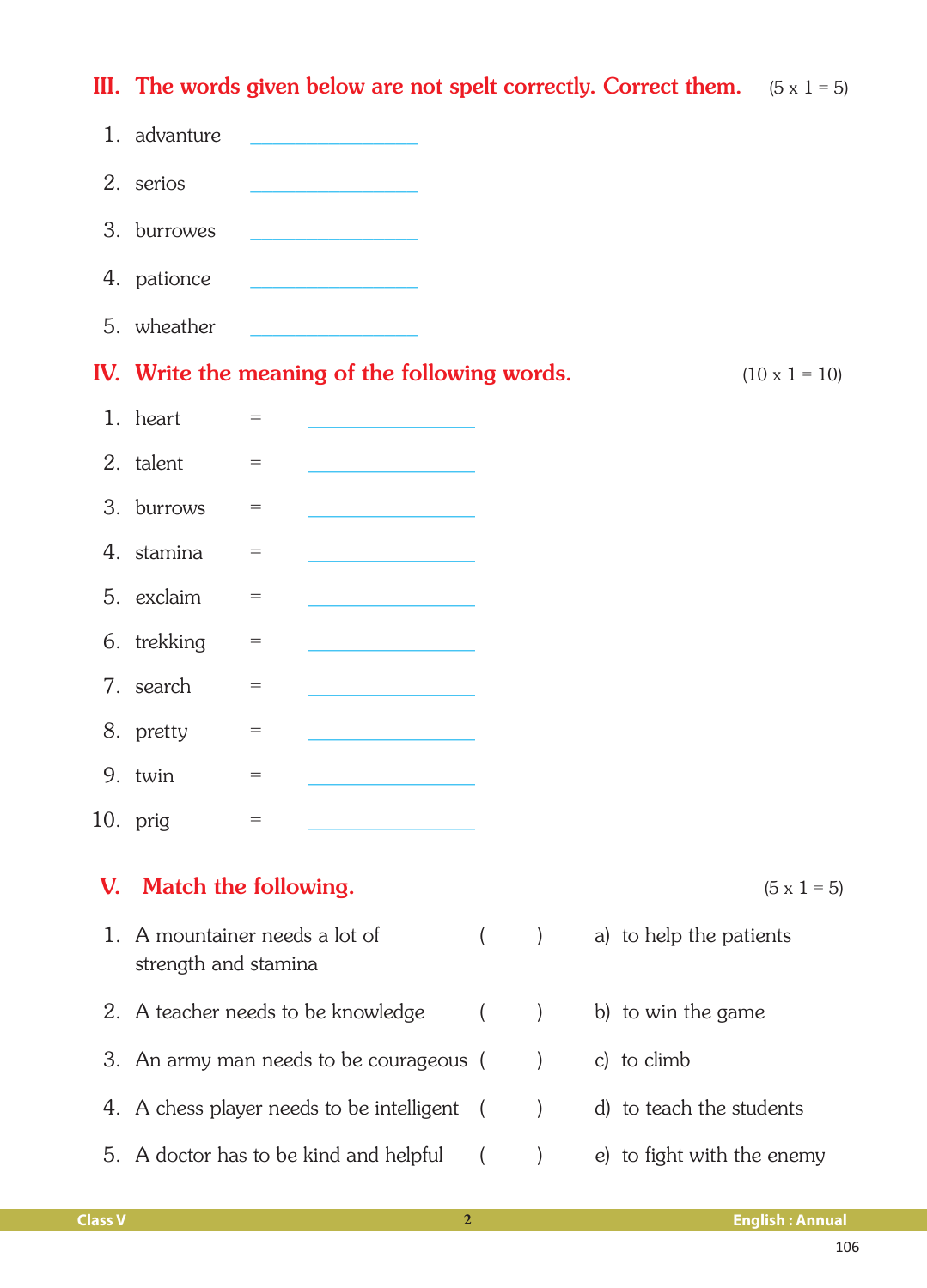## III. The words given below are not spelt correctly. Correct them. (5 x 1 = 5)

1. advanture ________________
2. serios ________________
3. burrowes ________________
4. pationce ________________
5. wheather ________________

## IV. Write the meaning of the following words. (10 x 1 = 10)

1. heart = ________________
2. talent = ________________
3. burrows = ________________
4. stamina = ________________
5. exclaim = ________________
6. trekking = ________________
7. search = ________________
8. pretty = ________________
9. twin = ________________
10. prig = ________________

## V. Match the following. (5 x 1 = 5)

| | | |
|---|---|---|
| 1. A mountainer needs a lot of strength and stamina | ( ) | a) to help the patients |
| 2. A teacher needs to be knowledge | ( ) | b) to win the game |
| 3. An army man needs to be courageous | ( ) | c) to climb |
| 4. A chess player needs to be intelligent | ( ) | d) to teach the students |
| 5. A doctor has to be kind and helpful | ( ) | e) to fight with the enemy |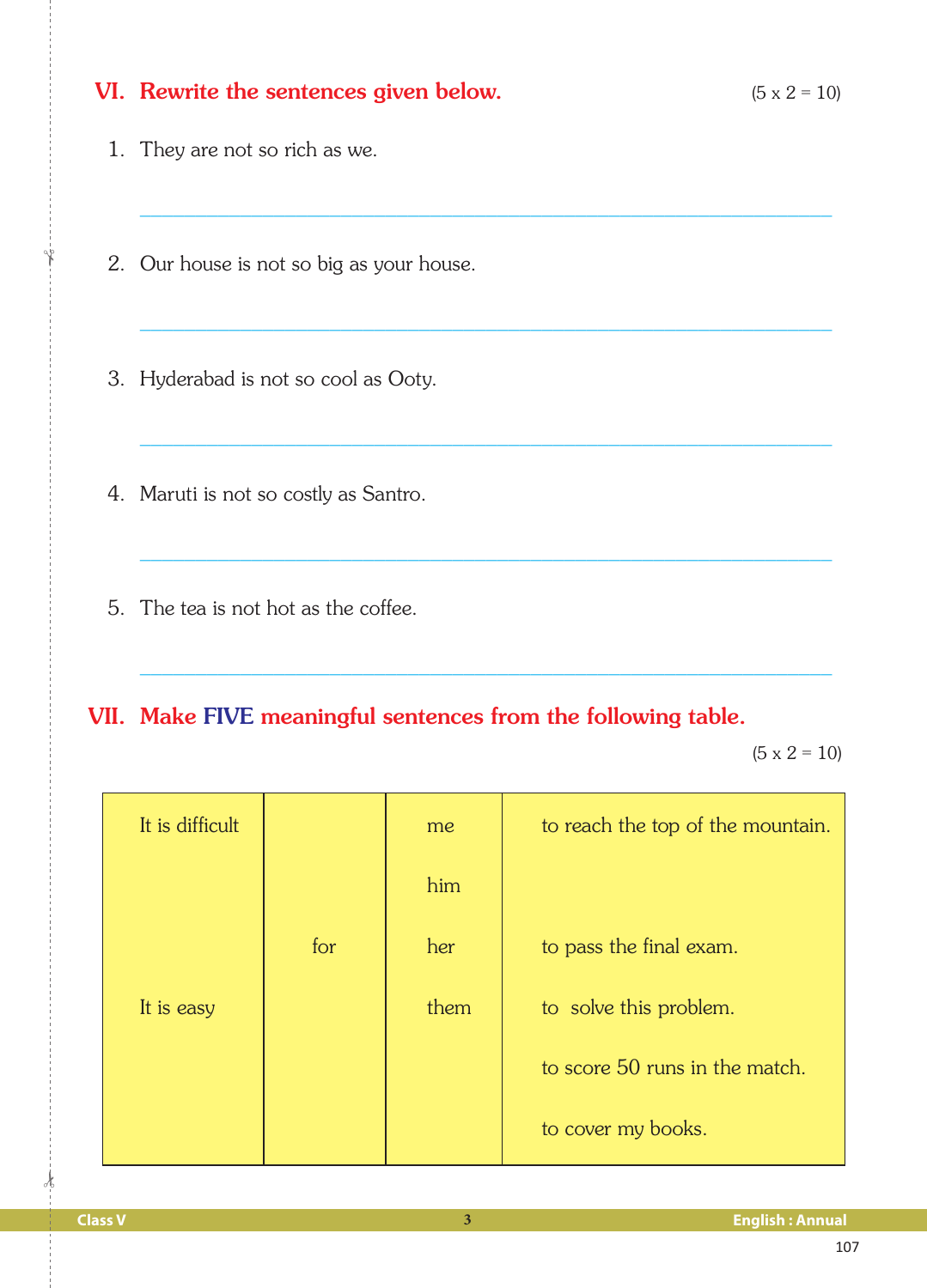## VI. Rewrite the sentences given below.

(5 x 2 = 10)

1. They are not so rich as we.

______________________________________________

2. Our house is not so big as your house.

______________________________________________

3. Hyderabad is not so cool as Ooty.

______________________________________________

4. Maruti is not so costly as Santro.

______________________________________________

5. The tea is not hot as the coffee.

______________________________________________

## VII. Make FIVE meaningful sentences from the following table.

(5 x 2 = 10)

| | | | |
|---|---|---|---|
| It is difficult | | me | to reach the top of the mountain. |
| | | him | |
| | for | her | to pass the final exam. |
| It is easy | | them | to solve this problem. |
| | | | to score 50 runs in the match. |
| | | | to cover my books. |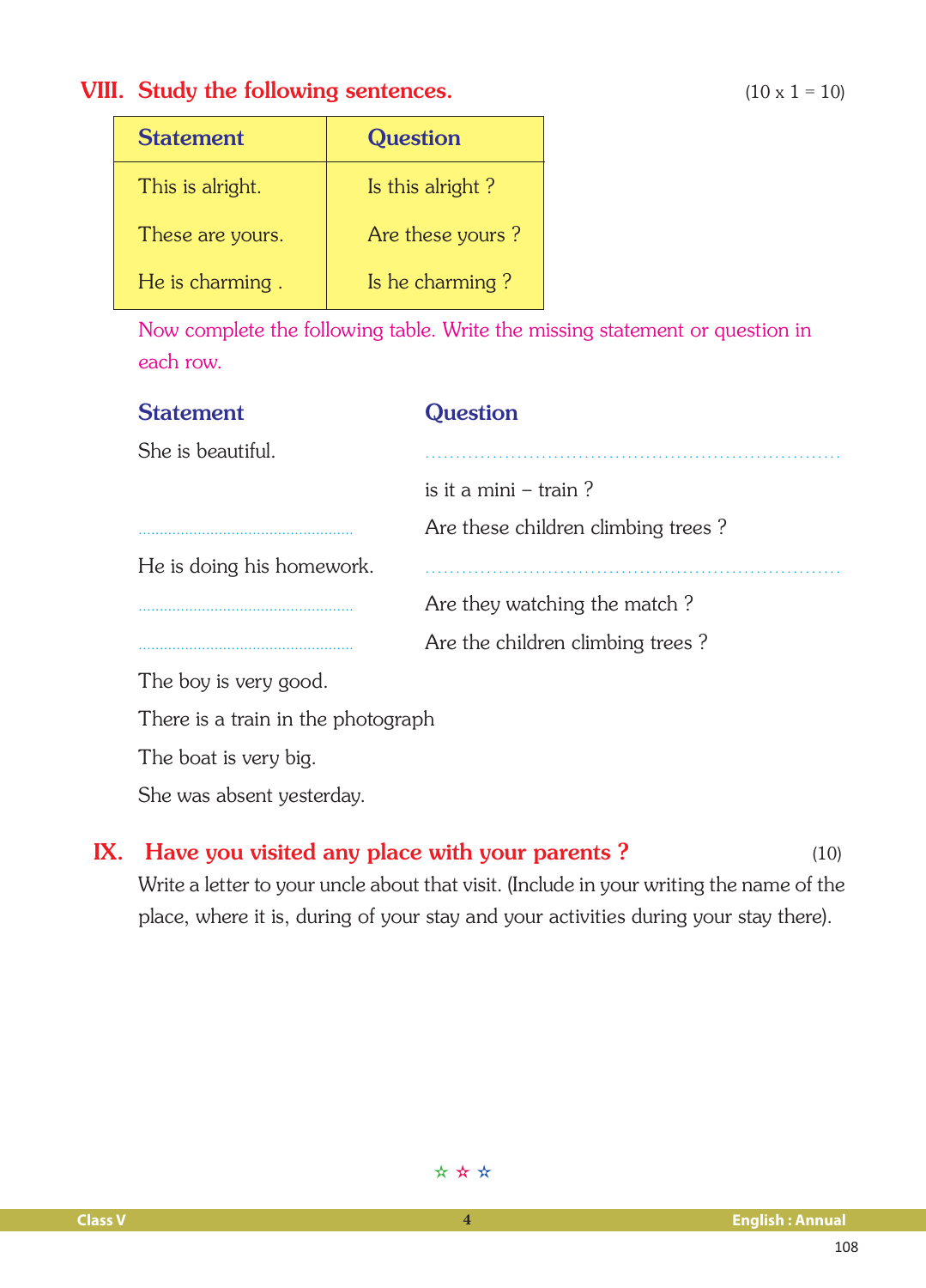## VIII. Study the following sentences.

(10 x 1 = 10)

| Statement | Question |
|---|---|
| This is alright. | Is this alright ? |
| These are yours. | Are these yours ? |
| He is charming . | Is he charming ? |

Now complete the following table. Write the missing statement or question in each row.

| Statement | Question |
|---|---|
| She is beautiful. | ...................................................................... |
| | is it a mini – train ? |
| .................................................... | Are these children climbing trees ? |
| He is doing his homework. | ...................................................................... |
| .................................................... | Are they watching the match ? |
| .................................................... | Are the children climbing trees ? |
| The boy is very good. | |
| There is a train in the photograph | |
| The boat is very big. | |
| She was absent yesterday. | |

## IX. Have you visited any place with your parents ?

(10)

Write a letter to your uncle about that visit. (Include in your writing the name of the place, where it is, during of your stay and your activities during your stay there).

☆ ☆ ☆